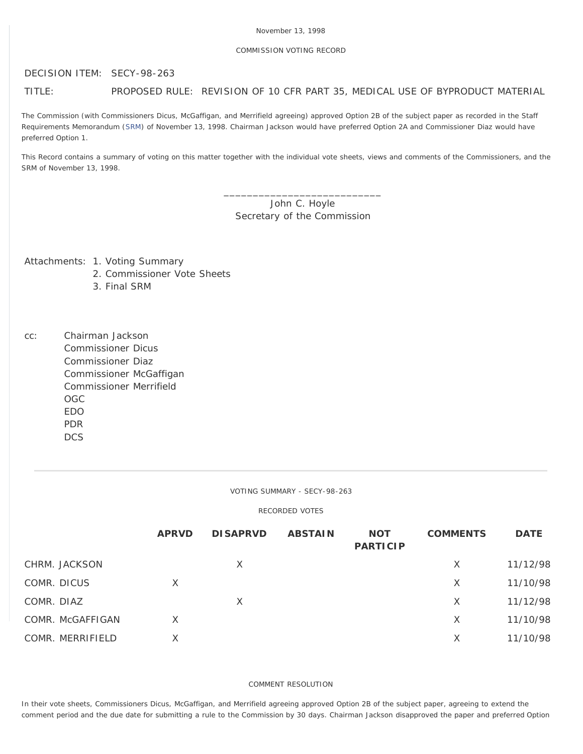November 13, 1998

COMMISSION VOTING RECORD

DECISION ITEM: SECY-98-263

TITLE: PROPOSED RULE: REVISION OF 10 CFR PART 35, MEDICAL USE OF BYPRODUCT MATERIAL

The Commission (with Commissioners Dicus, McGaffigan, and Merrifield agreeing) approved Option 2B of the subject paper as recorded in the Staff Requirements Memorandum (SRM) of November 13, 1998. Chairman Jackson would have preferred Option 2A and Commissioner Diaz would have preferred Option 1.

This Record contains a summary of voting on this matter together with the individual vote sheets, views and comments of the Commissioners, and the SRM of November 13, 1998.

\_\_\_\_\_\_\_\_\_\_\_\_\_\_\_\_\_\_\_\_\_\_\_\_\_\_\_\_
John C. Hoyle
Secretary of the Commission

Attachments:
1. Voting Summary
2. Commissioner Vote Sheets
3. Final SRM

cc:
Chairman Jackson
Commissioner Dicus
Commissioner Diaz
Commissioner McGaffigan
Commissioner Merrifield
OGC
EDO
PDR
DCS

---

VOTING SUMMARY - SECY-98-263

RECORDED VOTES

| | APRVD | DISAPRVD | ABSTAIN | NOT PARTICIP | COMMENTS | DATE |
|---|---|---|---|---|---|---|
| CHRM. JACKSON | | X | | | X | 11/12/98 |
| COMR. DICUS | X | | | | X | 11/10/98 |
| COMR. DIAZ | | X | | | X | 11/12/98 |
| COMR. McGAFFIGAN | X | | | | X | 11/10/98 |
| COMR. MERRIFIELD | X | | | | X | 11/10/98 |

COMMENT RESOLUTION

In their vote sheets, Commissioners Dicus, McGaffigan, and Merrifield agreeing approved Option 2B of the subject paper, agreeing to extend the comment period and the due date for submitting a rule to the Commission by 30 days. Chairman Jackson disapproved the paper and preferred Option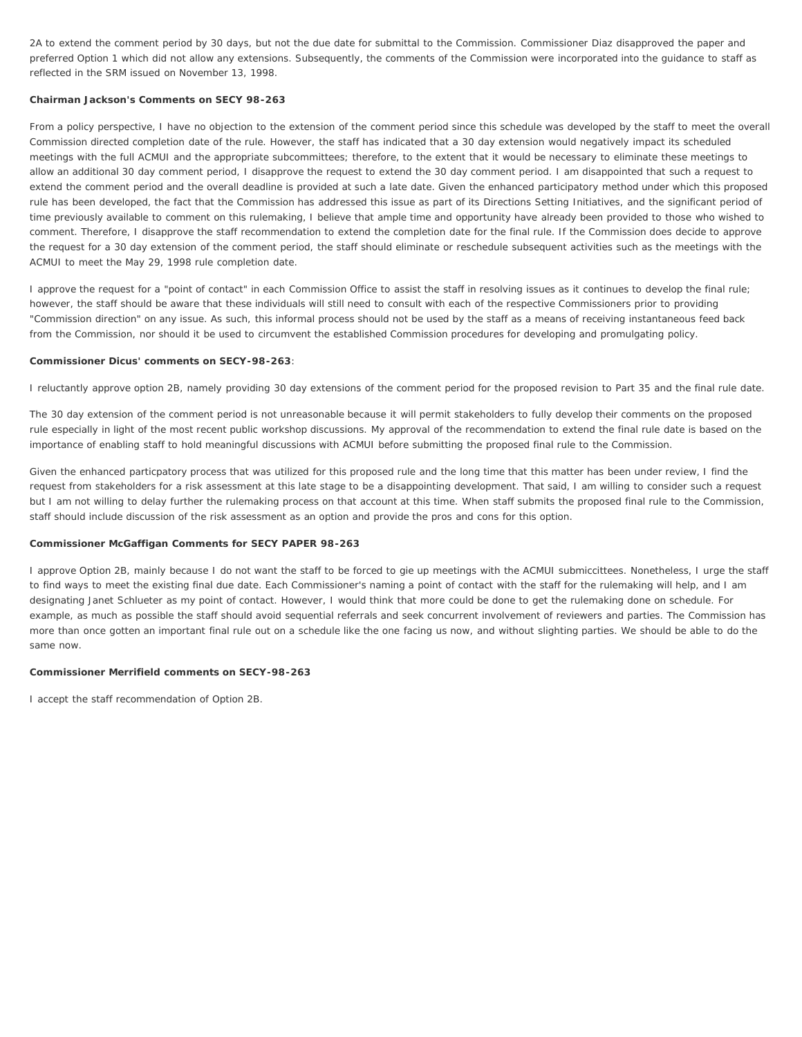2A to extend the comment period by 30 days, but not the due date for submittal to the Commission. Commissioner Diaz disapproved the paper and preferred Option 1 which did not allow any extensions. Subsequently, the comments of the Commission were incorporated into the guidance to staff as reflected in the SRM issued on November 13, 1998.

**Chairman Jackson's Comments on SECY 98-263**

From a policy perspective, I have no objection to the extension of the comment period since this schedule was developed by the staff to meet the overall Commission directed completion date of the rule. However, the staff has indicated that a 30 day extension would negatively impact its scheduled meetings with the full ACMUI and the appropriate subcommittees; therefore, to the extent that it would be necessary to eliminate these meetings to allow an additional 30 day comment period, I disapprove the request to extend the 30 day comment period. I am disappointed that such a request to extend the comment period and the overall deadline is provided at such a late date. Given the enhanced participatory method under which this proposed rule has been developed, the fact that the Commission has addressed this issue as part of its Directions Setting Initiatives, and the significant period of time previously available to comment on this rulemaking, I believe that ample time and opportunity have already been provided to those who wished to comment. Therefore, I disapprove the staff recommendation to extend the completion date for the final rule. If the Commission does decide to approve the request for a 30 day extension of the comment period, the staff should eliminate or reschedule subsequent activities such as the meetings with the ACMUI to meet the May 29, 1998 rule completion date.

I approve the request for a "point of contact" in each Commission Office to assist the staff in resolving issues as it continues to develop the final rule; however, the staff should be aware that these individuals will still need to consult with each of the respective Commissioners prior to providing "Commission direction" on any issue. As such, this informal process should not be used by the staff as a means of receiving instantaneous feed back from the Commission, nor should it be used to circumvent the established Commission procedures for developing and promulgating policy.

**Commissioner Dicus' comments on SECY-98-263**:

I reluctantly approve option 2B, namely providing 30 day extensions of the comment period for the proposed revision to Part 35 and the final rule date.

The 30 day extension of the comment period is not unreasonable because it will permit stakeholders to fully develop their comments on the proposed rule especially in light of the most recent public workshop discussions. My approval of the recommendation to extend the final rule date is based on the importance of enabling staff to hold meaningful discussions with ACMUI before submitting the proposed final rule to the Commission.

Given the enhanced particpatory process that was utilized for this proposed rule and the long time that this matter has been under review, I find the request from stakeholders for a risk assessment at this late stage to be a disappointing development. That said, I am willing to consider such a request but I am not willing to delay further the rulemaking process on that account at this time. When staff submits the proposed final rule to the Commission, staff should include discussion of the risk assessment as an option and provide the pros and cons for this option.

**Commissioner McGaffigan Comments for SECY PAPER 98-263**

I approve Option 2B, mainly because I do not want the staff to be forced to gie up meetings with the ACMUI submiccittees. Nonetheless, I urge the staff to find ways to meet the existing final due date. Each Commissioner's naming a point of contact with the staff for the rulemaking will help, and I am designating Janet Schlueter as my point of contact. However, I would think that more could be done to get the rulemaking done on schedule. For example, as much as possible the staff should avoid sequential referrals and seek concurrent involvement of reviewers and parties. The Commission has more than once gotten an important final rule out on a schedule like the one facing us now, and without slighting parties. We should be able to do the same now.

**Commissioner Merrifield comments on SECY-98-263**

I accept the staff recommendation of Option 2B.